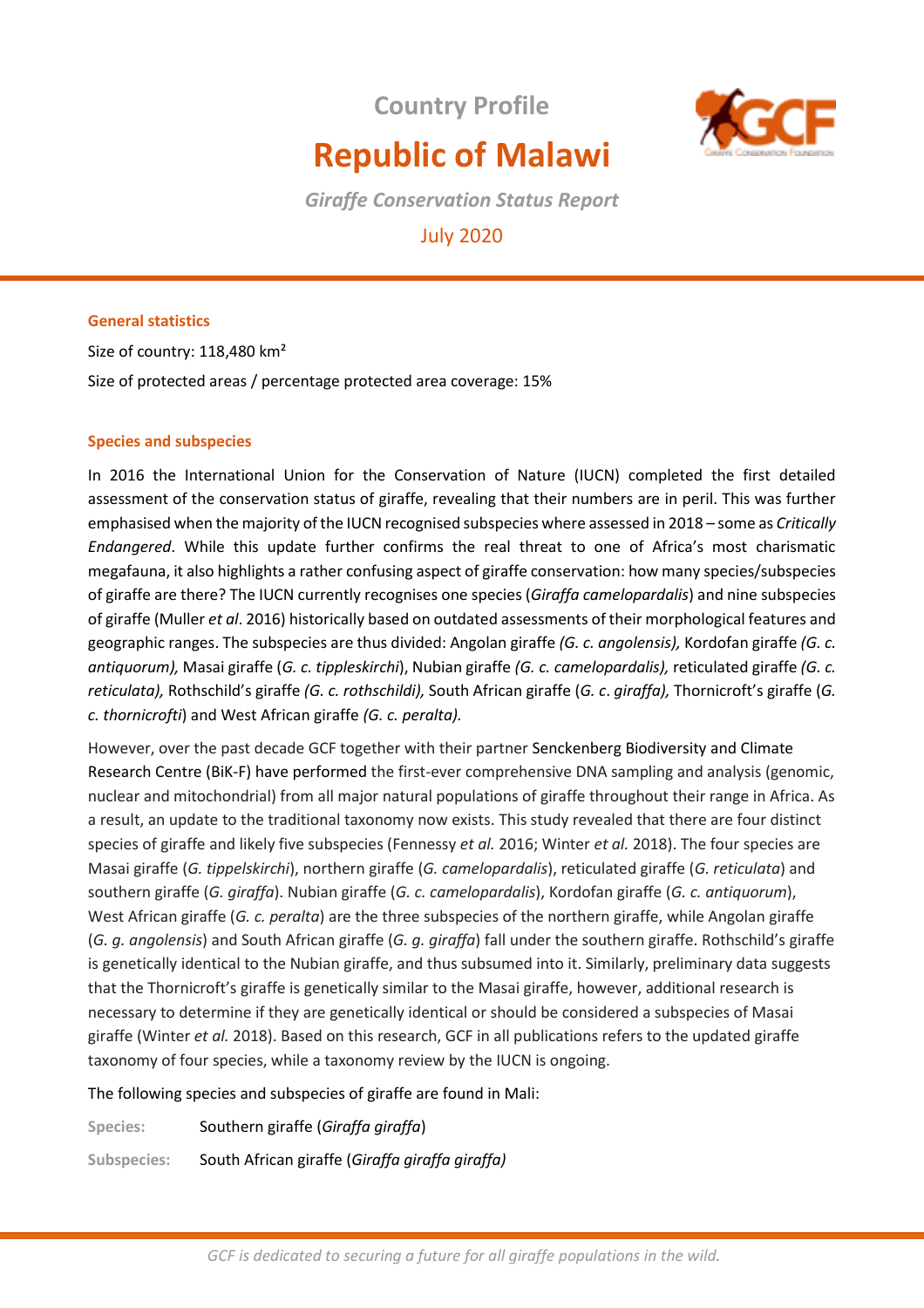# Country Profile

# Republic of Malawi

*Giraffe Conservation Status Report*

July 2020

## General statistics

Size of country: 118,480 km²

Size of protected areas / percentage protected area coverage: 15%

## Species and subspecies

In 2016 the International Union for the Conservation of Nature (IUCN) completed the first detailed assessment of the conservation status of giraffe, revealing that their numbers are in peril. This was further emphasised when the majority of the IUCN recognised subspecies where assessed in 2018 – some as *Critically Endangered*. While this update further confirms the real threat to one of Africa's most charismatic megafauna, it also highlights a rather confusing aspect of giraffe conservation: how many species/subspecies of giraffe are there? The IUCN currently recognises one species (*Giraffa camelopardalis*) and nine subspecies of giraffe (Muller *et al*. 2016) historically based on outdated assessments of their morphological features and geographic ranges. The subspecies are thus divided: Angolan giraffe *(G. c. angolensis),* Kordofan giraffe *(G. c. antiquorum),* Masai giraffe (*G. c. tippleskirchi*), Nubian giraffe *(G. c. camelopardalis),* reticulated giraffe *(G. c. reticulata),* Rothschild's giraffe *(G. c. rothschildi),* South African giraffe (*G. c*. *giraffa),* Thornicroft's giraffe (*G. c. thornicrofti*) and West African giraffe *(G. c. peralta).*

However, over the past decade GCF together with their partner Senckenberg Biodiversity and Climate Research Centre (BiK-F) have performed the first-ever comprehensive DNA sampling and analysis (genomic, nuclear and mitochondrial) from all major natural populations of giraffe throughout their range in Africa. As a result, an update to the traditional taxonomy now exists. This study revealed that there are four distinct species of giraffe and likely five subspecies (Fennessy *et al.* 2016; Winter *et al.* 2018). The four species are Masai giraffe (*G. tippelskirchi*), northern giraffe (*G. camelopardalis*), reticulated giraffe (*G. reticulata*) and southern giraffe (*G. giraffa*). Nubian giraffe (*G. c. camelopardalis*), Kordofan giraffe (*G. c. antiquorum*), West African giraffe (*G. c. peralta*) are the three subspecies of the northern giraffe, while Angolan giraffe (*G. g. angolensis*) and South African giraffe (*G. g. giraffa*) fall under the southern giraffe. Rothschild's giraffe is genetically identical to the Nubian giraffe, and thus subsumed into it. Similarly, preliminary data suggests that the Thornicroft's giraffe is genetically similar to the Masai giraffe, however, additional research is necessary to determine if they are genetically identical or should be considered a subspecies of Masai giraffe (Winter *et al.* 2018). Based on this research, GCF in all publications refers to the updated giraffe taxonomy of four species, while a taxonomy review by the IUCN is ongoing.

The following species and subspecies of giraffe are found in Mali:

**Species:** Southern giraffe (*Giraffa giraffa*)

**Subspecies:** South African giraffe (*Giraffa giraffa giraffa)*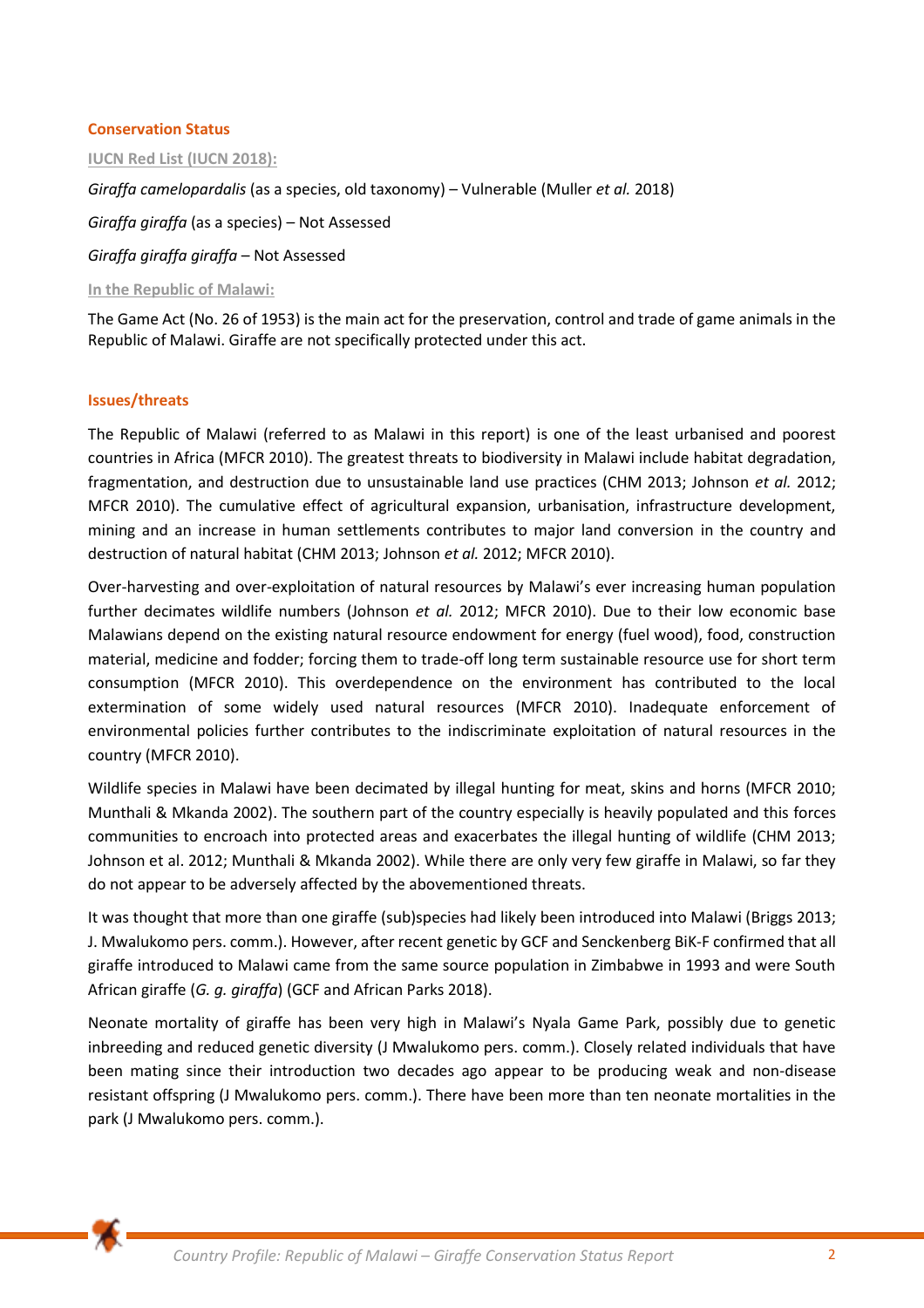## Conservation Status

### IUCN Red List (IUCN 2018):

*Giraffa camelopardalis* (as a species, old taxonomy) – Vulnerable (Muller *et al.* 2018)

*Giraffa giraffa* (as a species) – Not Assessed

*Giraffa giraffa giraffa* – Not Assessed

### In the Republic of Malawi:

The Game Act (No. 26 of 1953) is the main act for the preservation, control and trade of game animals in the Republic of Malawi. Giraffe are not specifically protected under this act.

## Issues/threats

The Republic of Malawi (referred to as Malawi in this report) is one of the least urbanised and poorest countries in Africa (MFCR 2010). The greatest threats to biodiversity in Malawi include habitat degradation, fragmentation, and destruction due to unsustainable land use practices (CHM 2013; Johnson *et al.* 2012; MFCR 2010). The cumulative effect of agricultural expansion, urbanisation, infrastructure development, mining and an increase in human settlements contributes to major land conversion in the country and destruction of natural habitat (CHM 2013; Johnson *et al.* 2012; MFCR 2010).

Over-harvesting and over-exploitation of natural resources by Malawi's ever increasing human population further decimates wildlife numbers (Johnson *et al.* 2012; MFCR 2010). Due to their low economic base Malawians depend on the existing natural resource endowment for energy (fuel wood), food, construction material, medicine and fodder; forcing them to trade-off long term sustainable resource use for short term consumption (MFCR 2010). This overdependence on the environment has contributed to the local extermination of some widely used natural resources (MFCR 2010). Inadequate enforcement of environmental policies further contributes to the indiscriminate exploitation of natural resources in the country (MFCR 2010).

Wildlife species in Malawi have been decimated by illegal hunting for meat, skins and horns (MFCR 2010; Munthali & Mkanda 2002). The southern part of the country especially is heavily populated and this forces communities to encroach into protected areas and exacerbates the illegal hunting of wildlife (CHM 2013; Johnson et al. 2012; Munthali & Mkanda 2002). While there are only very few giraffe in Malawi, so far they do not appear to be adversely affected by the abovementioned threats.

It was thought that more than one giraffe (sub)species had likely been introduced into Malawi (Briggs 2013; J. Mwalukomo pers. comm.). However, after recent genetic by GCF and Senckenberg BiK-F confirmed that all giraffe introduced to Malawi came from the same source population in Zimbabwe in 1993 and were South African giraffe (*G. g. giraffa*) (GCF and African Parks 2018).

Neonate mortality of giraffe has been very high in Malawi's Nyala Game Park, possibly due to genetic inbreeding and reduced genetic diversity (J Mwalukomo pers. comm.). Closely related individuals that have been mating since their introduction two decades ago appear to be producing weak and non-disease resistant offspring (J Mwalukomo pers. comm.). There have been more than ten neonate mortalities in the park (J Mwalukomo pers. comm.).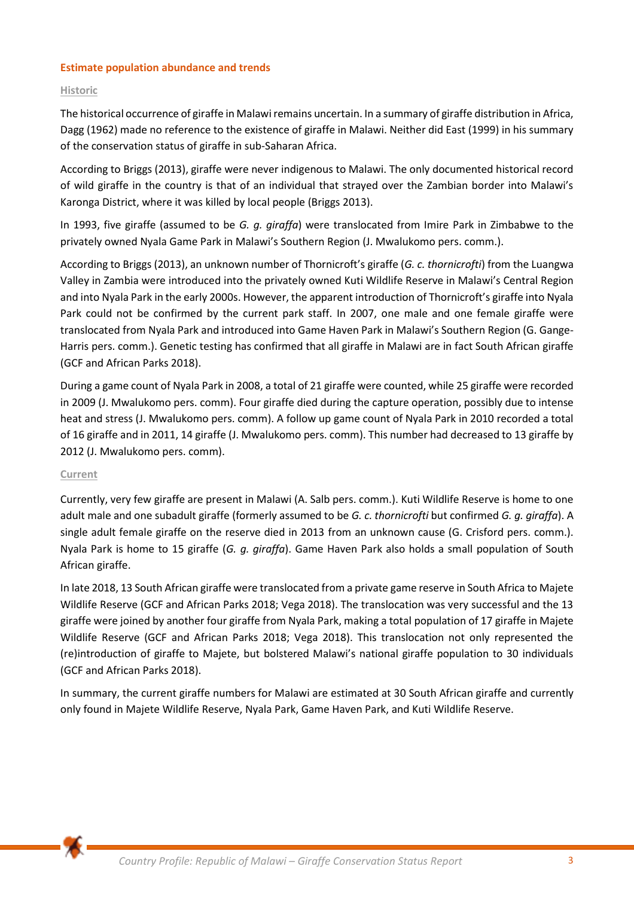## Estimate population abundance and trends

### Historic

The historical occurrence of giraffe in Malawi remains uncertain. In a summary of giraffe distribution in Africa, Dagg (1962) made no reference to the existence of giraffe in Malawi. Neither did East (1999) in his summary of the conservation status of giraffe in sub-Saharan Africa.

According to Briggs (2013), giraffe were never indigenous to Malawi. The only documented historical record of wild giraffe in the country is that of an individual that strayed over the Zambian border into Malawi's Karonga District, where it was killed by local people (Briggs 2013).

In 1993, five giraffe (assumed to be *G. g. giraffa*) were translocated from Imire Park in Zimbabwe to the privately owned Nyala Game Park in Malawi's Southern Region (J. Mwalukomo pers. comm.).

According to Briggs (2013), an unknown number of Thornicroft's giraffe (*G. c. thornicrofti*) from the Luangwa Valley in Zambia were introduced into the privately owned Kuti Wildlife Reserve in Malawi's Central Region and into Nyala Park in the early 2000s. However, the apparent introduction of Thornicroft's giraffe into Nyala Park could not be confirmed by the current park staff. In 2007, one male and one female giraffe were translocated from Nyala Park and introduced into Game Haven Park in Malawi's Southern Region (G. Gange-Harris pers. comm.). Genetic testing has confirmed that all giraffe in Malawi are in fact South African giraffe (GCF and African Parks 2018).

During a game count of Nyala Park in 2008, a total of 21 giraffe were counted, while 25 giraffe were recorded in 2009 (J. Mwalukomo pers. comm). Four giraffe died during the capture operation, possibly due to intense heat and stress (J. Mwalukomo pers. comm). A follow up game count of Nyala Park in 2010 recorded a total of 16 giraffe and in 2011, 14 giraffe (J. Mwalukomo pers. comm). This number had decreased to 13 giraffe by 2012 (J. Mwalukomo pers. comm).

### Current

Currently, very few giraffe are present in Malawi (A. Salb pers. comm.). Kuti Wildlife Reserve is home to one adult male and one subadult giraffe (formerly assumed to be *G. c. thornicrofti* but confirmed *G. g. giraffa*). A single adult female giraffe on the reserve died in 2013 from an unknown cause (G. Crisford pers. comm.). Nyala Park is home to 15 giraffe (*G. g. giraffa*). Game Haven Park also holds a small population of South African giraffe.

In late 2018, 13 South African giraffe were translocated from a private game reserve in South Africa to Majete Wildlife Reserve (GCF and African Parks 2018; Vega 2018). The translocation was very successful and the 13 giraffe were joined by another four giraffe from Nyala Park, making a total population of 17 giraffe in Majete Wildlife Reserve (GCF and African Parks 2018; Vega 2018). This translocation not only represented the (re)introduction of giraffe to Majete, but bolstered Malawi's national giraffe population to 30 individuals (GCF and African Parks 2018).

In summary, the current giraffe numbers for Malawi are estimated at 30 South African giraffe and currently only found in Majete Wildlife Reserve, Nyala Park, Game Haven Park, and Kuti Wildlife Reserve.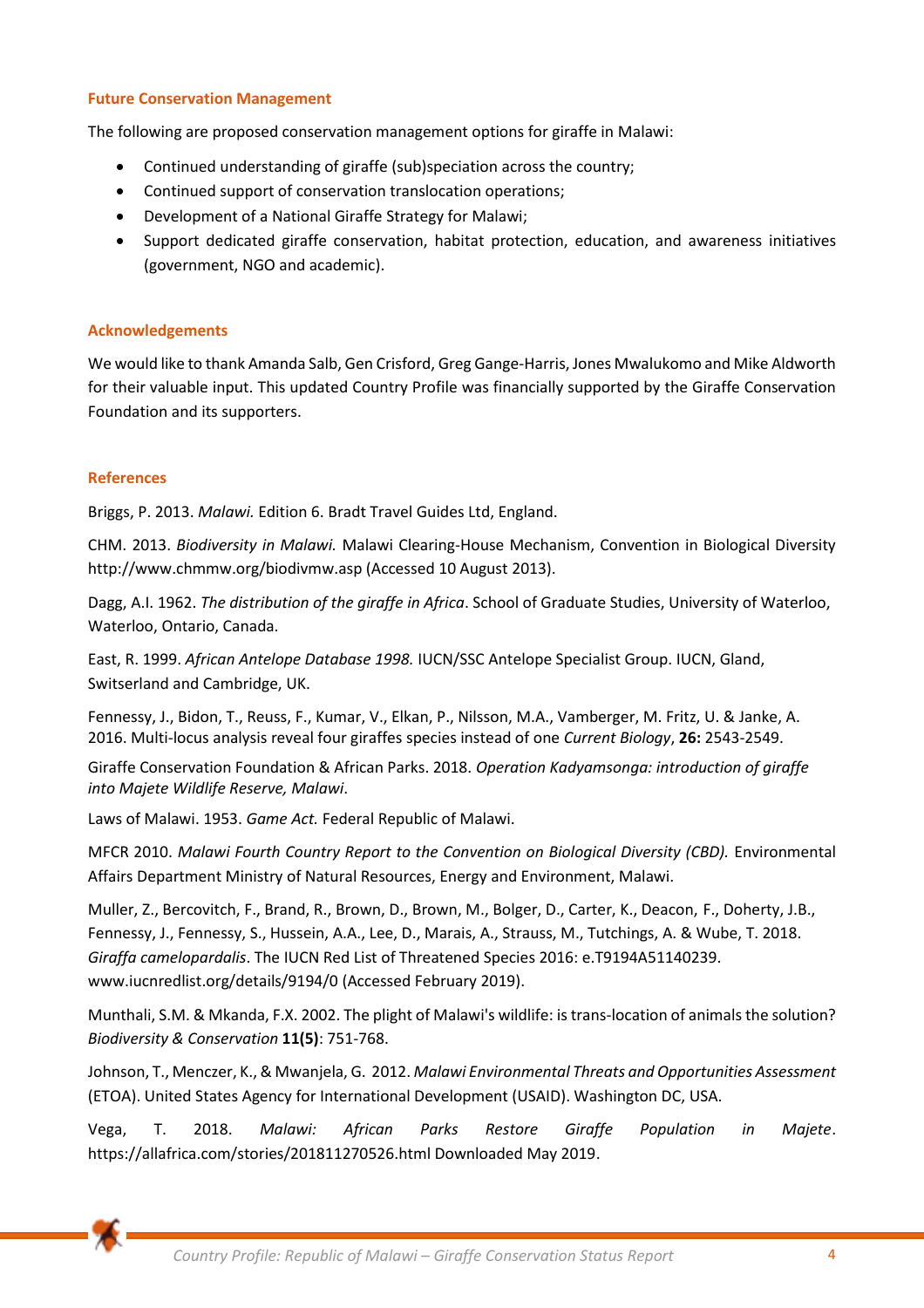## Future Conservation Management

The following are proposed conservation management options for giraffe in Malawi:

- Continued understanding of giraffe (sub)speciation across the country;
- Continued support of conservation translocation operations;
- Development of a National Giraffe Strategy for Malawi;
- Support dedicated giraffe conservation, habitat protection, education, and awareness initiatives (government, NGO and academic).

## Acknowledgements

We would like to thank Amanda Salb, Gen Crisford, Greg Gange-Harris, Jones Mwalukomo and Mike Aldworth for their valuable input. This updated Country Profile was financially supported by the Giraffe Conservation Foundation and its supporters.

## References

Briggs, P. 2013. *Malawi.* Edition 6. Bradt Travel Guides Ltd, England.

CHM. 2013. *Biodiversity in Malawi.* Malawi Clearing-House Mechanism, Convention in Biological Diversity http://www.chmmw.org/biodivmw.asp (Accessed 10 August 2013).

Dagg, A.I. 1962. *The distribution of the giraffe in Africa*. School of Graduate Studies, University of Waterloo, Waterloo, Ontario, Canada.

East, R. 1999. *African Antelope Database 1998.* IUCN/SSC Antelope Specialist Group. IUCN, Gland, Switserland and Cambridge, UK.

Fennessy, J., Bidon, T., Reuss, F., Kumar, V., Elkan, P., Nilsson, M.A., Vamberger, M. Fritz, U. & Janke, A. 2016. Multi-locus analysis reveal four giraffes species instead of one *Current Biology*, **26:** 2543-2549.

Giraffe Conservation Foundation & African Parks. 2018. *Operation Kadyamsonga: introduction of giraffe into Majete Wildlife Reserve, Malawi*.

Laws of Malawi. 1953. *Game Act.* Federal Republic of Malawi.

MFCR 2010. *Malawi Fourth Country Report to the Convention on Biological Diversity (CBD).* Environmental Affairs Department Ministry of Natural Resources, Energy and Environment, Malawi.

Muller, Z., Bercovitch, F., Brand, R., Brown, D., Brown, M., Bolger, D., Carter, K., Deacon, F., Doherty, J.B., Fennessy, J., Fennessy, S., Hussein, A.A., Lee, D., Marais, A., Strauss, M., Tutchings, A. & Wube, T. 2018. *Giraffa camelopardalis*. The IUCN Red List of Threatened Species 2016: e.T9194A51140239. www.iucnredlist.org/details/9194/0 (Accessed February 2019).

Munthali, S.M. & Mkanda, F.X. 2002. The plight of Malawi's wildlife: is trans-location of animals the solution? *Biodiversity & Conservation* **11(5)**: 751-768.

Johnson, T., Menczer, K., & Mwanjela, G. 2012. *Malawi Environmental Threats and Opportunities Assessment* (ETOA). United States Agency for International Development (USAID). Washington DC, USA.

Vega, T. 2018. *Malawi: African Parks Restore Giraffe Population in Majete*. https://allafrica.com/stories/201811270526.html Downloaded May 2019.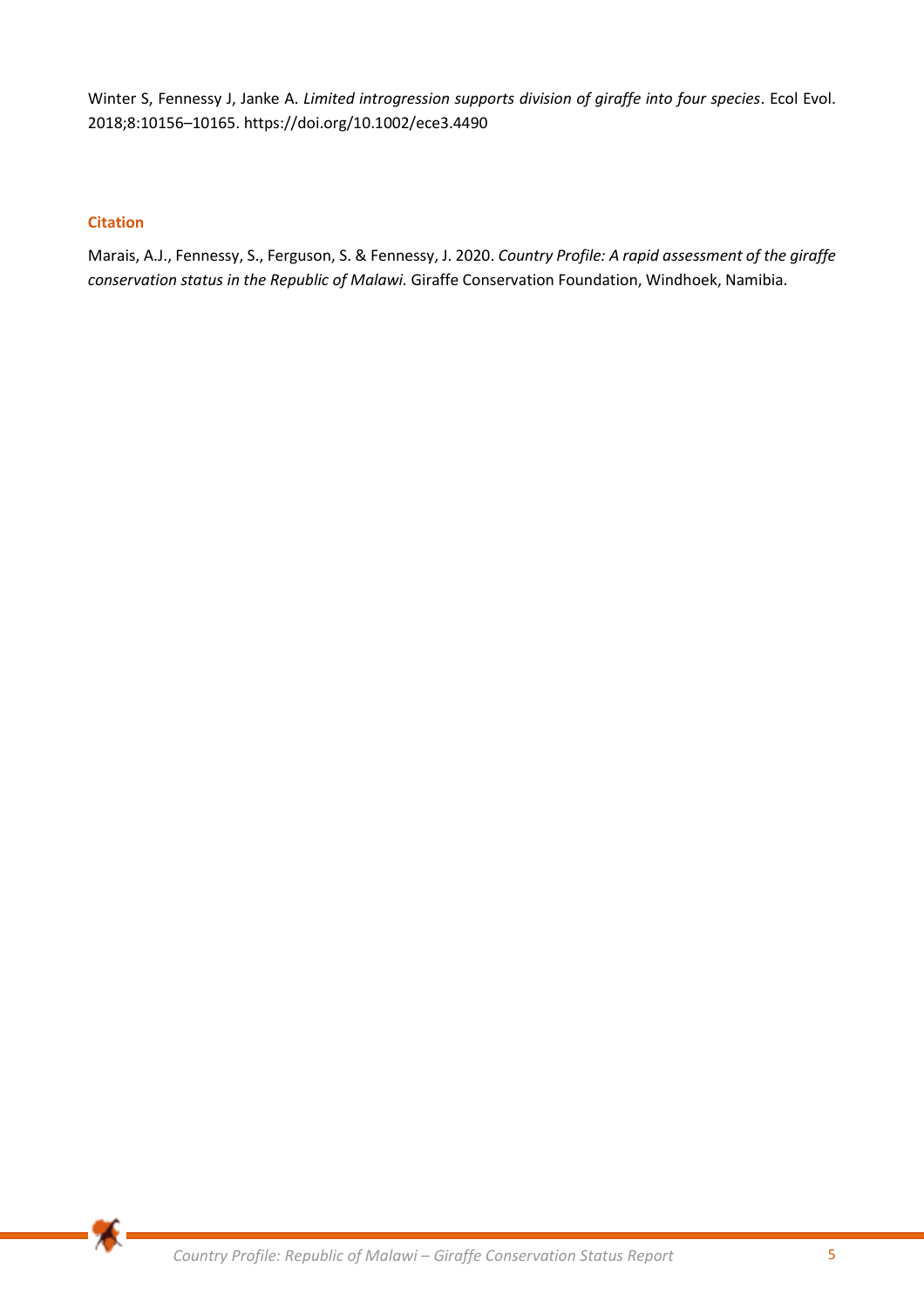Winter S, Fennessy J, Janke A. *Limited introgression supports division of giraffe into four species*. Ecol Evol. 2018;8:10156–10165. https://doi.org/10.1002/ece3.4490

## Citation

Marais, A.J., Fennessy, S., Ferguson, S. & Fennessy, J. 2020. *Country Profile: A rapid assessment of the giraffe conservation status in the Republic of Malawi.* Giraffe Conservation Foundation, Windhoek, Namibia.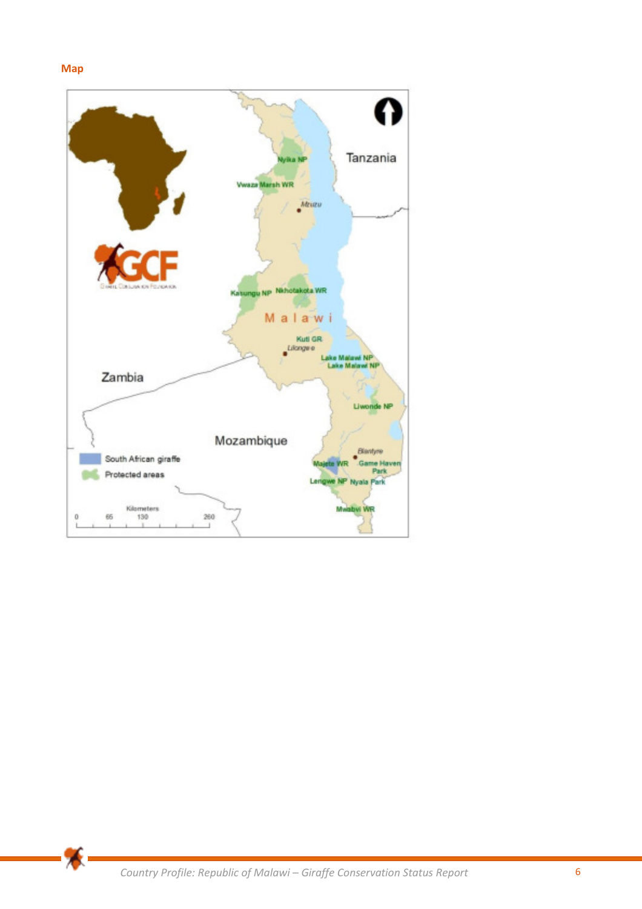**Map**

Tanzania

Nyika NP

Vwaza Marsh WR

Mzuzu

GCF

Giraffe Conservation Foundation

Kasungu NP

Nkhotakota WR

Malawi

Kuti GR

Lilongwe

Lake Malawi NP

Lake Malawi NP

Zambia

Liwonde NP

Mozambique

Blantyre

South African giraffe

Protected areas

Majete WR

Game Haven Park

Lengwe NP

Nyala Park

Mwabvi WR

Kilometers

0 65 130 260